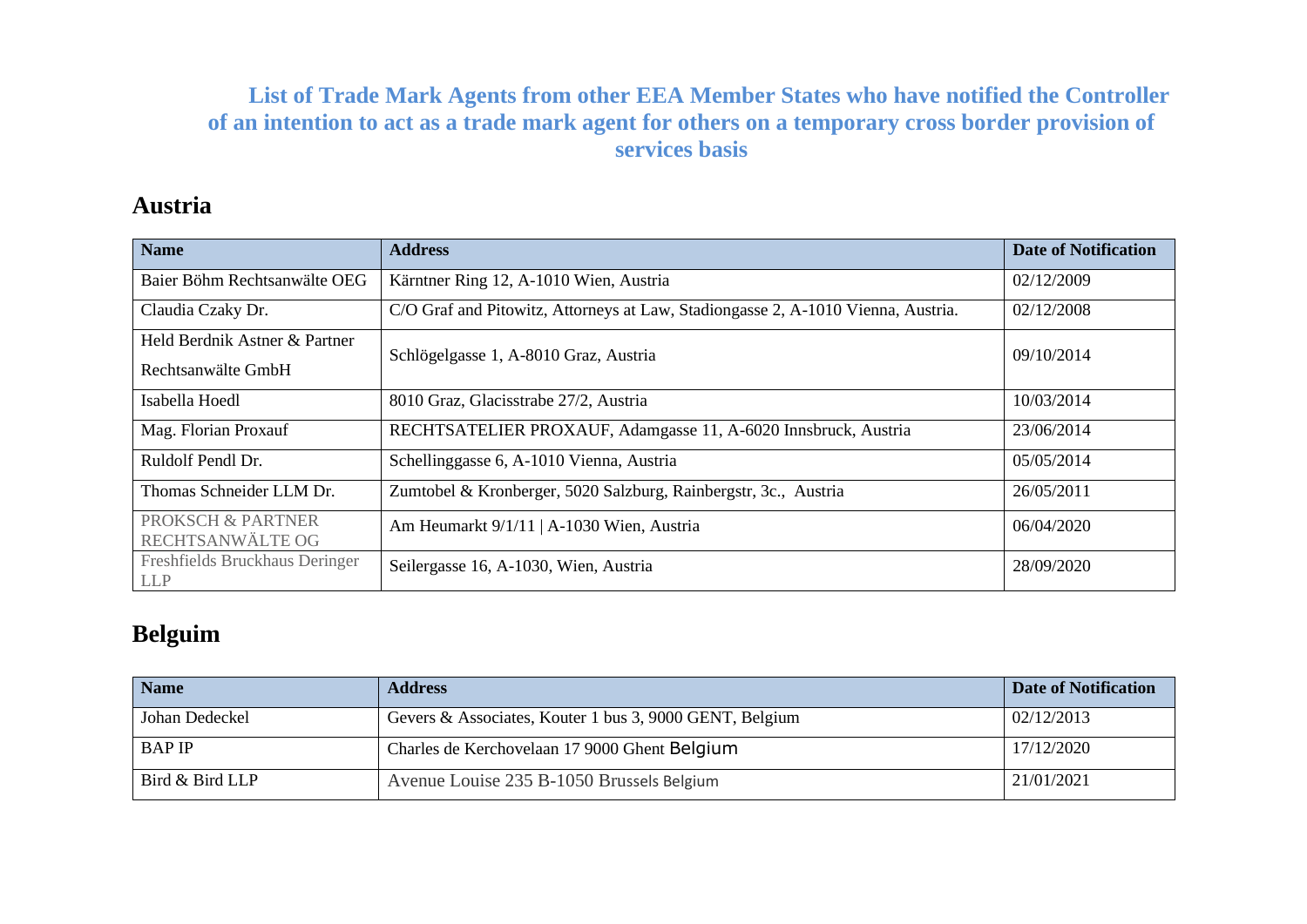# List of Trade Mark Agents from other EEA Member States who have notified the Controller of an intention to act as a trade mark agent for others on a temporary cross border provision of services basis

## Austria

| Name | Address | Date of Notification |
|---|---|---|
| Baier Böhm Rechtsanwälte OEG | Kärntner Ring 12, A-1010 Wien, Austria | 02/12/2009 |
| Claudia Czaky Dr. | C/O Graf and Pitowitz, Attorneys at Law, Stadiongasse 2, A-1010 Vienna, Austria. | 02/12/2008 |
| Held Berdnik Astner & Partner Rechtsanwälte GmbH | Schlögelgasse 1, A-8010 Graz, Austria | 09/10/2014 |
| Isabella Hoedl | 8010 Graz, Glacisstrabe 27/2, Austria | 10/03/2014 |
| Mag. Florian Proxauf | RECHTSATELIER PROXAUF, Adamgasse 11, A-6020 Innsbruck, Austria | 23/06/2014 |
| Ruldolf Pendl Dr. | Schellinggasse 6, A-1010 Vienna, Austria | 05/05/2014 |
| Thomas Schneider LLM Dr. | Zumtobel & Kronberger, 5020 Salzburg, Rainbergstr, 3c., Austria | 26/05/2011 |
| PROKSCH & PARTNER RECHTSANWÄLTE OG | Am Heumarkt 9/1/11 \| A-1030 Wien, Austria | 06/04/2020 |
| Freshfields Bruckhaus Deringer LLP | Seilergasse 16, A-1030, Wien, Austria | 28/09/2020 |

## Belguim

| Name | Address | Date of Notification |
|---|---|---|
| Johan Dedeckel | Gevers & Associates, Kouter 1 bus 3, 9000 GENT, Belgium | 02/12/2013 |
| BAP IP | Charles de Kerchovelaan 17 9000 Ghent Belgium | 17/12/2020 |
| Bird & Bird LLP | Avenue Louise 235 B-1050 Brussels Belgium | 21/01/2021 |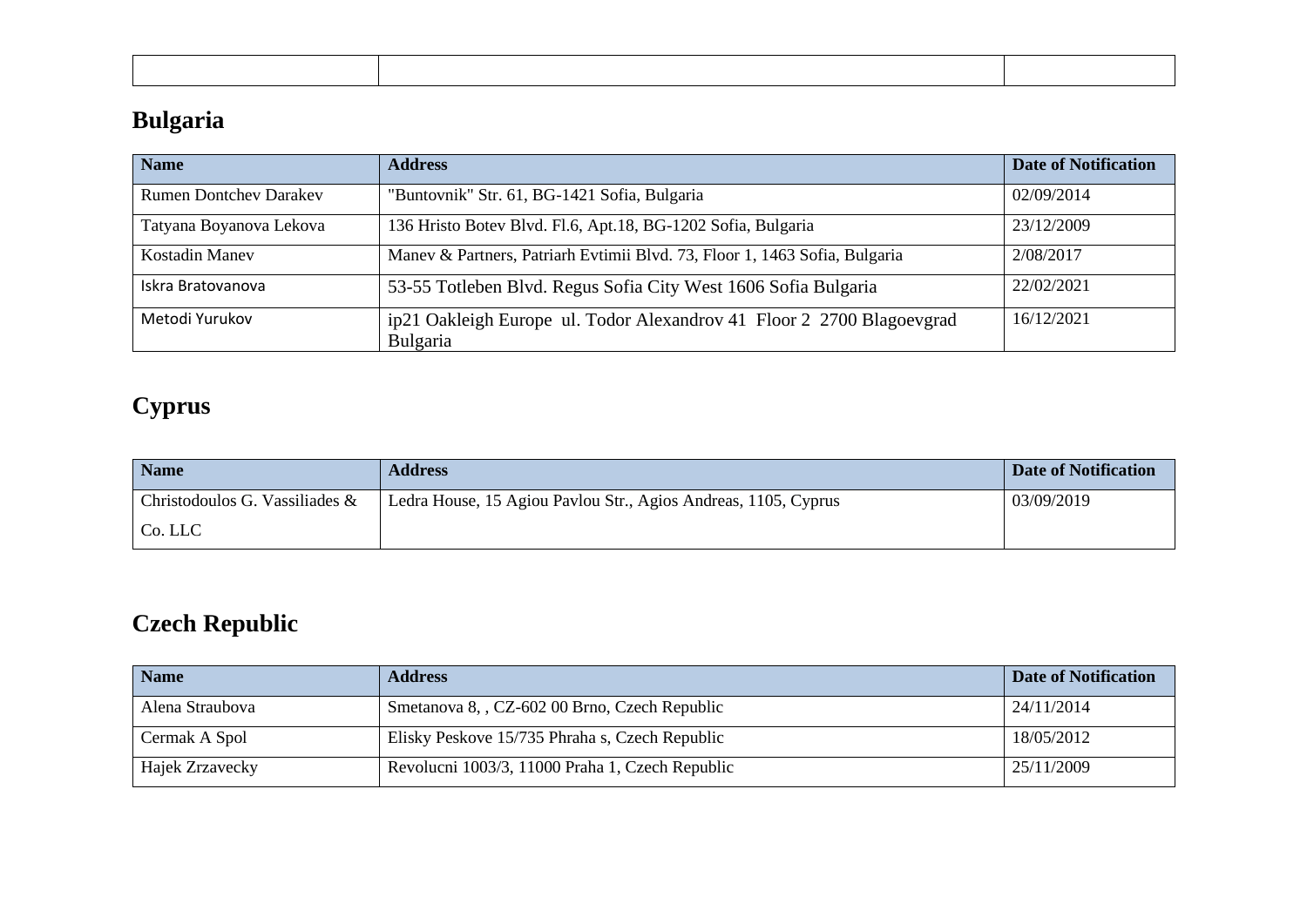|  |  |  |
|---|---|---|

## Bulgaria

| Name | Address | Date of Notification |
|---|---|---|
| Rumen Dontchev Darakev | "Buntovnik" Str. 61, BG-1421 Sofia, Bulgaria | 02/09/2014 |
| Tatyana Boyanova Lekova | 136 Hristo Botev Blvd. Fl.6, Apt.18, BG-1202 Sofia, Bulgaria | 23/12/2009 |
| Kostadin Manev | Manev & Partners, Patriarh Evtimii Blvd. 73, Floor 1, 1463 Sofia, Bulgaria | 2/08/2017 |
| Iskra Bratovanova | 53-55 Totleben Blvd. Regus Sofia City West 1606 Sofia Bulgaria | 22/02/2021 |
| Metodi Yurukov | ip21 Oakleigh Europe ul. Todor Alexandrov 41 Floor 2 2700 Blagoevgrad Bulgaria | 16/12/2021 |

## Cyprus

| Name | Address | Date of Notification |
|---|---|---|
| Christodoulos G. Vassiliades & Co. LLC | Ledra House, 15 Agiou Pavlou Str., Agios Andreas, 1105, Cyprus | 03/09/2019 |

## Czech Republic

| Name | Address | Date of Notification |
|---|---|---|
| Alena Straubova | Smetanova 8, , CZ-602 00 Brno, Czech Republic | 24/11/2014 |
| Cermak A Spol | Elisky Peskove 15/735 Phraha s, Czech Republic | 18/05/2012 |
| Hajek Zrzavecky | Revolucni 1003/3, 11000 Praha 1, Czech Republic | 25/11/2009 |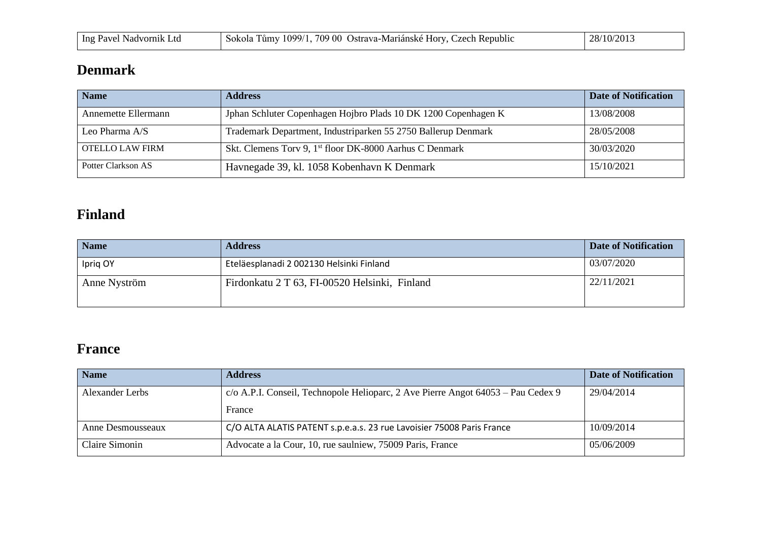| Ing Pavel Nadvornik Ltd | Sokola Tůmy 1099/1, 709 00 Ostrava-Mariánské Hory, Czech Republic | 28/10/2013 |
| --- | --- | --- |

## Denmark

| Name | Address | Date of Notification |
| --- | --- | --- |
| Annemette Ellermann | Jphan Schluter Copenhagen Hojbro Plads 10 DK 1200 Copenhagen K | 13/08/2008 |
| Leo Pharma A/S | Trademark Department, Industriparken 55 2750 Ballerup Denmark | 28/05/2008 |
| OTELLO LAW FIRM | Skt. Clemens Torv 9, 1st floor DK-8000 Aarhus C Denmark | 30/03/2020 |
| Potter Clarkson AS | Havnegade 39, kl. 1058 Kobenhavn K Denmark | 15/10/2021 |

## Finland

| Name | Address | Date of Notification |
| --- | --- | --- |
| Ipriq OY | Eteläesplanadi 2 002130 Helsinki Finland | 03/07/2020 |
| Anne Nyström | Firdonkatu 2 T 63, FI-00520 Helsinki, Finland | 22/11/2021 |

## France

| Name | Address | Date of Notification |
| --- | --- | --- |
| Alexander Lerbs | c/o A.P.I. Conseil, Technopole Helioparc, 2 Ave Pierre Angot 64053 – Pau Cedex 9 France | 29/04/2014 |
| Anne Desmousseaux | C/O ALTA ALATIS PATENT s.p.e.a.s. 23 rue Lavoisier 75008 Paris France | 10/09/2014 |
| Claire Simonin | Advocate a la Cour, 10, rue saulniew, 75009 Paris, France | 05/06/2009 |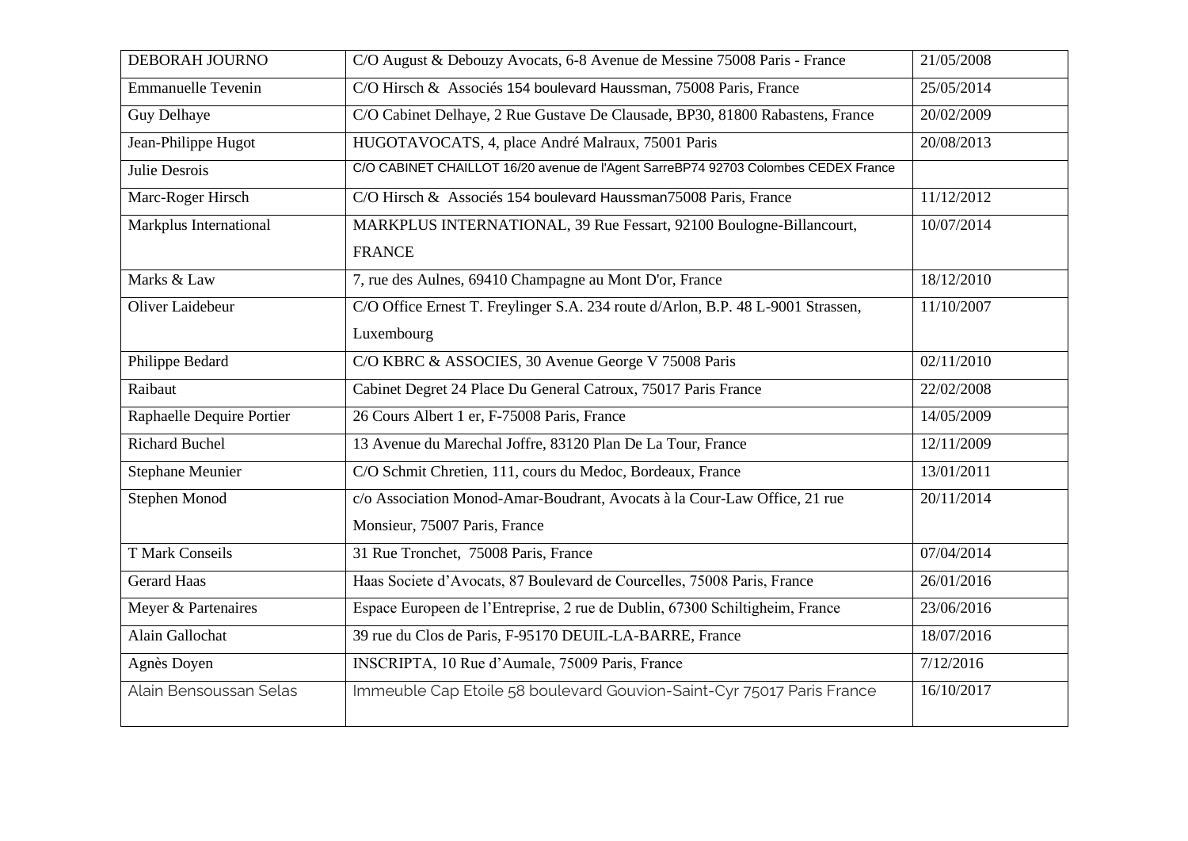| DEBORAH JOURNO | C/O August & Debouzy Avocats, 6-8 Avenue de Messine 75008 Paris - France | 21/05/2008 |
|---|---|---|
| Emmanuelle Tevenin | C/O Hirsch & Associés 154 boulevard Haussman, 75008 Paris, France | 25/05/2014 |
| Guy Delhaye | C/O Cabinet Delhaye, 2 Rue Gustave De Clausade, BP30, 81800 Rabastens, France | 20/02/2009 |
| Jean-Philippe Hugot | HUGOTAVOCATS, 4, place André Malraux, 75001 Paris | 20/08/2013 |
| Julie Desrois | C/O CABINET CHAILLOT 16/20 avenue de l'Agent SarreBP74 92703 Colombes CEDEX France | |
| Marc-Roger Hirsch | C/O Hirsch & Associés 154 boulevard Haussman75008 Paris, France | 11/12/2012 |
| Markplus International | MARKPLUS INTERNATIONAL, 39 Rue Fessart, 92100 Boulogne-Billancourt, FRANCE | 10/07/2014 |
| Marks & Law | 7, rue des Aulnes, 69410 Champagne au Mont D'or, France | 18/12/2010 |
| Oliver Laidebeur | C/O Office Ernest T. Freylinger S.A. 234 route d/Arlon, B.P. 48 L-9001 Strassen, Luxembourg | 11/10/2007 |
| Philippe Bedard | C/O KBRC & ASSOCIES, 30 Avenue George V 75008 Paris | 02/11/2010 |
| Raibaut | Cabinet Degret 24 Place Du General Catroux, 75017 Paris France | 22/02/2008 |
| Raphaelle Dequire Portier | 26 Cours Albert 1 er, F-75008 Paris, France | 14/05/2009 |
| Richard Buchel | 13 Avenue du Marechal Joffre, 83120 Plan De La Tour, France | 12/11/2009 |
| Stephane Meunier | C/O Schmit Chretien, 111, cours du Medoc, Bordeaux, France | 13/01/2011 |
| Stephen Monod | c/o Association Monod-Amar-Boudrant, Avocats à la Cour-Law Office, 21 rue Monsieur, 75007 Paris, France | 20/11/2014 |
| T Mark Conseils | 31 Rue Tronchet, 75008 Paris, France | 07/04/2014 |
| Gerard Haas | Haas Societe d'Avocats, 87 Boulevard de Courcelles, 75008 Paris, France | 26/01/2016 |
| Meyer & Partenaires | Espace Europeen de l'Entreprise, 2 rue de Dublin, 67300 Schiltigheim, France | 23/06/2016 |
| Alain Gallochat | 39 rue du Clos de Paris, F-95170 DEUIL-LA-BARRE, France | 18/07/2016 |
| Agnès Doyen | INSCRIPTA, 10 Rue d'Aumale, 75009 Paris, France | 7/12/2016 |
| Alain Bensoussan Selas | Immeuble Cap Etoile 58 boulevard Gouvion-Saint-Cyr 75017 Paris France | 16/10/2017 |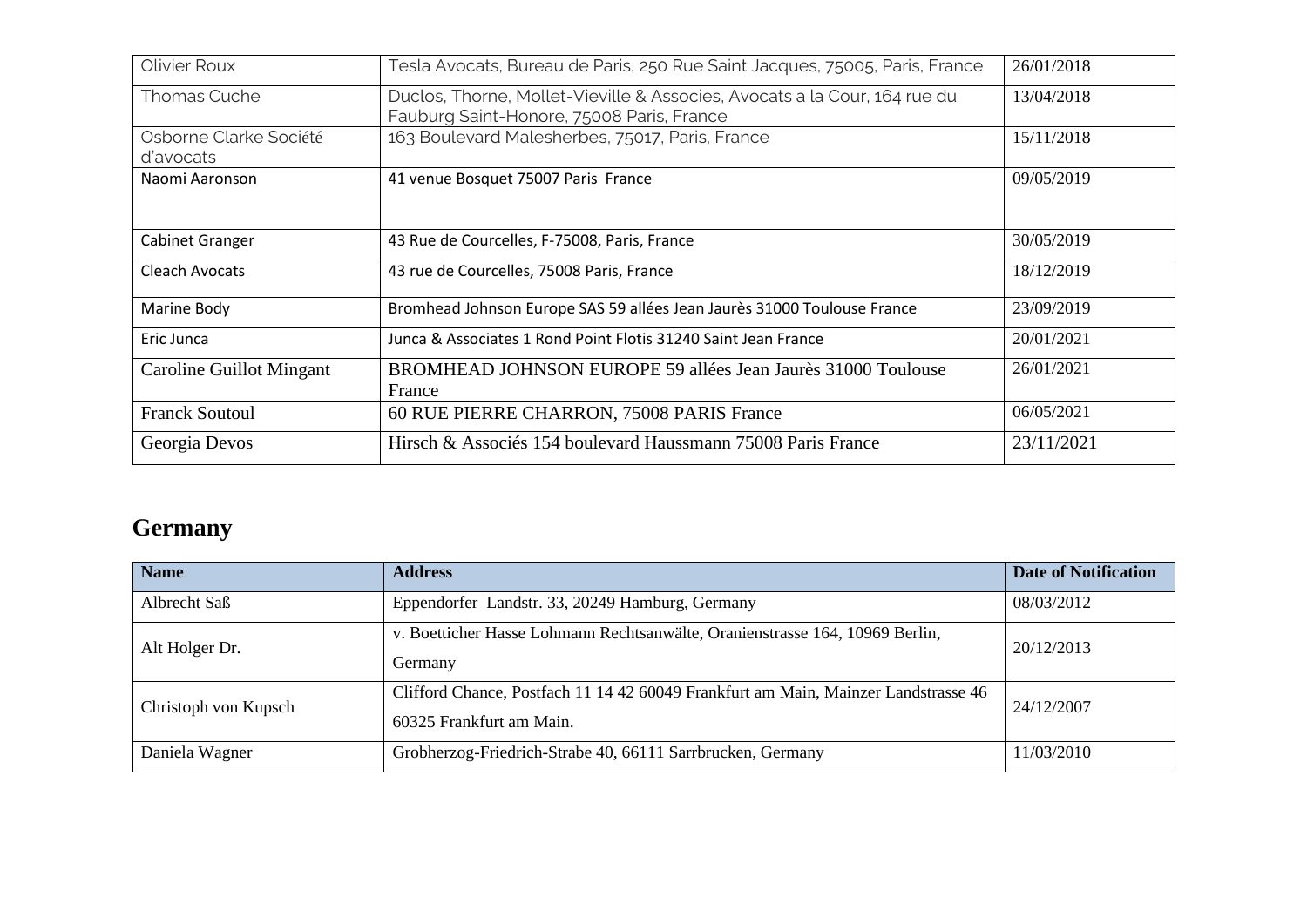| | | |
|---|---|---|
| Olivier Roux | Tesla Avocats, Bureau de Paris, 250 Rue Saint Jacques, 75005, Paris, France | 26/01/2018 |
| Thomas Cuche | Duclos, Thorne, Mollet-Vieville & Associes, Avocats a la Cour, 164 rue du Fauburg Saint-Honore, 75008 Paris, France | 13/04/2018 |
| Osborne Clarke Société d'avocats | 163 Boulevard Malesherbes, 75017, Paris, France | 15/11/2018 |
| Naomi Aaronson | 41 venue Bosquet 75007 Paris France | 09/05/2019 |
| Cabinet Granger | 43 Rue de Courcelles, F-75008, Paris, France | 30/05/2019 |
| Cleach Avocats | 43 rue de Courcelles, 75008 Paris, France | 18/12/2019 |
| Marine Body | Bromhead Johnson Europe SAS 59 allées Jean Jaurès 31000 Toulouse France | 23/09/2019 |
| Eric Junca | Junca & Associates 1 Rond Point Flotis 31240 Saint Jean France | 20/01/2021 |
| Caroline Guillot Mingant | BROMHEAD JOHNSON EUROPE 59 allées Jean Jaurès 31000 Toulouse France | 26/01/2021 |
| Franck Soutoul | 60 RUE PIERRE CHARRON, 75008 PARIS France | 06/05/2021 |
| Georgia Devos | Hirsch & Associés 154 boulevard Haussmann 75008 Paris France | 23/11/2021 |

## Germany

| Name | Address | Date of Notification |
|---|---|---|
| Albrecht Saß | Eppendorfer Landstr. 33, 20249 Hamburg, Germany | 08/03/2012 |
| Alt Holger Dr. | v. Boetticher Hasse Lohmann Rechtsanwälte, Oranienstrasse 164, 10969 Berlin, Germany | 20/12/2013 |
| Christoph von Kupsch | Clifford Chance, Postfach 11 14 42 60049 Frankfurt am Main, Mainzer Landstrasse 46 60325 Frankfurt am Main. | 24/12/2007 |
| Daniela Wagner | Grobherzog-Friedrich-Strabe 40, 66111 Sarrbrucken, Germany | 11/03/2010 |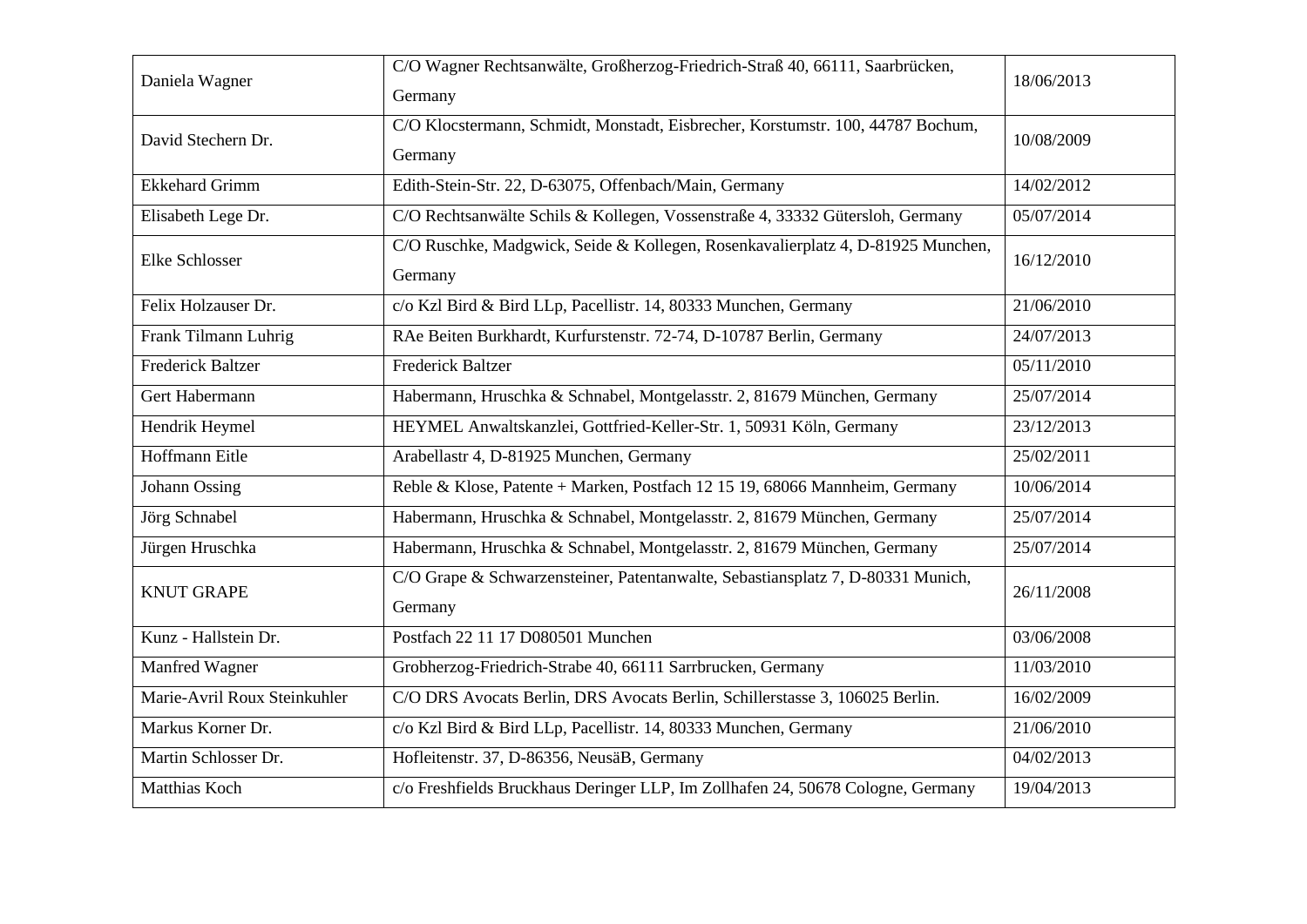| Daniela Wagner | C/O Wagner Rechtsanwälte, Großherzog-Friedrich-Straß 40, 66111, Saarbrücken, Germany | 18/06/2013 |
|---|---|---|
| David Stechern Dr. | C/O Klocstermann, Schmidt, Monstadt, Eisbrecher, Korstumstr. 100, 44787 Bochum, Germany | 10/08/2009 |
| Ekkehard Grimm | Edith-Stein-Str. 22, D-63075, Offenbach/Main, Germany | 14/02/2012 |
| Elisabeth Lege Dr. | C/O Rechtsanwälte Schils & Kollegen, Vossenstraße 4, 33332 Gütersloh, Germany | 05/07/2014 |
| Elke Schlosser | C/O Ruschke, Madgwick, Seide & Kollegen, Rosenkavalierplatz 4, D-81925 Munchen, Germany | 16/12/2010 |
| Felix Holzauser Dr. | c/o Kzl Bird & Bird LLp, Pacellistr. 14, 80333 Munchen, Germany | 21/06/2010 |
| Frank Tilmann Luhrig | RAe Beiten Burkhardt, Kurfurstenstr. 72-74, D-10787 Berlin, Germany | 24/07/2013 |
| Frederick Baltzer | Frederick Baltzer | 05/11/2010 |
| Gert Habermann | Habermann, Hruschka & Schnabel, Montgelasstr. 2, 81679 München, Germany | 25/07/2014 |
| Hendrik Heymel | HEYMEL Anwaltskanzlei, Gottfried-Keller-Str. 1, 50931 Köln, Germany | 23/12/2013 |
| Hoffmann Eitle | Arabellastr 4, D-81925 Munchen, Germany | 25/02/2011 |
| Johann Ossing | Reble & Klose, Patente + Marken, Postfach 12 15 19, 68066 Mannheim, Germany | 10/06/2014 |
| Jörg Schnabel | Habermann, Hruschka & Schnabel, Montgelasstr. 2, 81679 München, Germany | 25/07/2014 |
| Jürgen Hruschka | Habermann, Hruschka & Schnabel, Montgelasstr. 2, 81679 München, Germany | 25/07/2014 |
| KNUT GRAPE | C/O Grape & Schwarzensteiner, Patentanwalte, Sebastiansplatz 7, D-80331 Munich, Germany | 26/11/2008 |
| Kunz - Hallstein Dr. | Postfach 22 11 17 D080501 Munchen | 03/06/2008 |
| Manfred Wagner | Grobherzog-Friedrich-Strabe 40, 66111 Sarrbrucken, Germany | 11/03/2010 |
| Marie-Avril Roux Steinkuhler | C/O DRS Avocats Berlin, DRS Avocats Berlin, Schillerstasse 3, 106025 Berlin. | 16/02/2009 |
| Markus Korner Dr. | c/o Kzl Bird & Bird LLp, Pacellistr. 14, 80333 Munchen, Germany | 21/06/2010 |
| Martin Schlosser Dr. | Hofleitenstr. 37, D-86356, NeusäB, Germany | 04/02/2013 |
| Matthias Koch | c/o Freshfields Bruckhaus Deringer LLP, Im Zollhafen 24, 50678 Cologne, Germany | 19/04/2013 |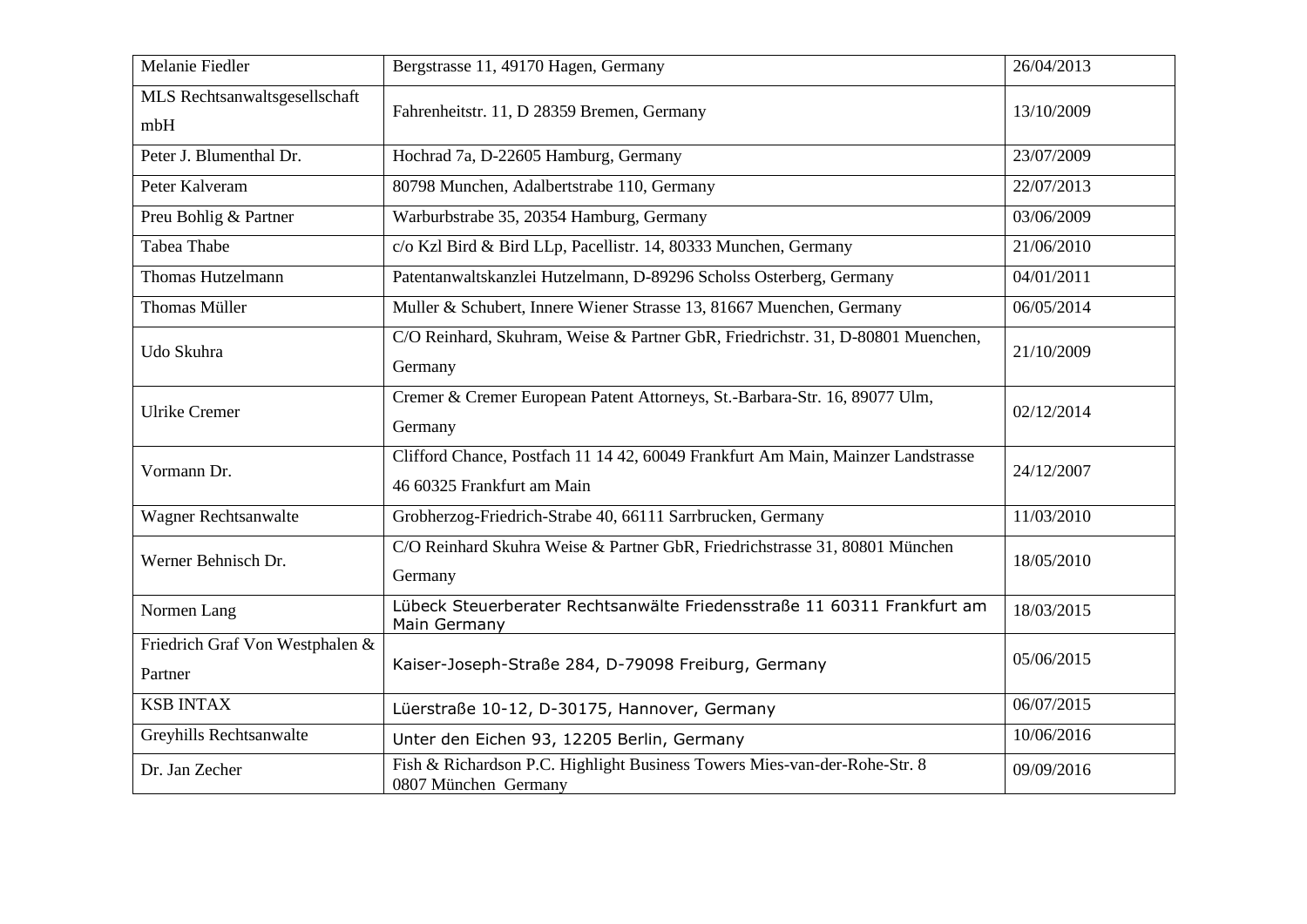| Melanie Fiedler | Bergstrasse 11, 49170 Hagen, Germany | 26/04/2013 |
|---|---|---|
| MLS Rechtsanwaltsgesellschaft mbH | Fahrenheitstr. 11, D 28359 Bremen, Germany | 13/10/2009 |
| Peter J. Blumenthal Dr. | Hochrad 7a, D-22605 Hamburg, Germany | 23/07/2009 |
| Peter Kalveram | 80798 Munchen, Adalbertstrabe 110, Germany | 22/07/2013 |
| Preu Bohlig & Partner | Warburbstrabe 35, 20354 Hamburg, Germany | 03/06/2009 |
| Tabea Thabe | c/o Kzl Bird & Bird LLp, Pacellistr. 14, 80333 Munchen, Germany | 21/06/2010 |
| Thomas Hutzelmann | Patentanwaltskanzlei Hutzelmann, D-89296 Scholss Osterberg, Germany | 04/01/2011 |
| Thomas Müller | Muller & Schubert, Innere Wiener Strasse 13, 81667 Muenchen, Germany | 06/05/2014 |
| Udo Skuhra | C/O Reinhard, Skuhram, Weise & Partner GbR, Friedrichstr. 31, D-80801 Muenchen, Germany | 21/10/2009 |
| Ulrike Cremer | Cremer & Cremer European Patent Attorneys, St.-Barbara-Str. 16, 89077 Ulm, Germany | 02/12/2014 |
| Vormann Dr. | Clifford Chance, Postfach 11 14 42, 60049 Frankfurt Am Main, Mainzer Landstrasse 46 60325 Frankfurt am Main | 24/12/2007 |
| Wagner Rechtsanwalte | Grobherzog-Friedrich-Strabe 40, 66111 Sarrbrucken, Germany | 11/03/2010 |
| Werner Behnisch Dr. | C/O Reinhard Skuhra Weise & Partner GbR, Friedrichstrasse 31, 80801 München Germany | 18/05/2010 |
| Normen Lang | Lübeck Steuerberater Rechtsanwälte Friedensstraße 11 60311 Frankfurt am Main Germany | 18/03/2015 |
| Friedrich Graf Von Westphalen & Partner | Kaiser-Joseph-Straße 284, D-79098 Freiburg, Germany | 05/06/2015 |
| KSB INTAX | Lüerstraße 10-12, D-30175, Hannover, Germany | 06/07/2015 |
| Greyhills Rechtsanwalte | Unter den Eichen 93, 12205 Berlin, Germany | 10/06/2016 |
| Dr. Jan Zecher | Fish & Richardson P.C. Highlight Business Towers Mies-van-der-Rohe-Str. 8 0807 München Germany | 09/09/2016 |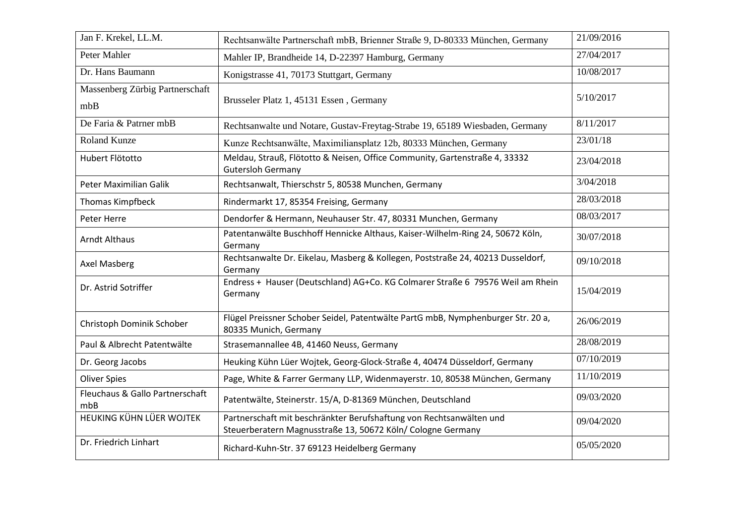| | | |
|---|---|---|
| Jan F. Krekel, LL.M. | Rechtsanwälte Partnerschaft mbB, Brienner Straße 9, D-80333 München, Germany | 21/09/2016 |
| Peter Mahler | Mahler IP, Brandheide 14, D-22397 Hamburg, Germany | 27/04/2017 |
| Dr. Hans Baumann | Konigstrasse 41, 70173 Stuttgart, Germany | 10/08/2017 |
| Massenberg Zürbig Partnerschaft mbB | Brusseler Platz 1, 45131 Essen , Germany | 5/10/2017 |
| De Faria & Patrner mbB | Rechtsanwalte und Notare, Gustav-Freytag-Strabe 19, 65189 Wiesbaden, Germany | 8/11/2017 |
| Roland Kunze | Kunze Rechtsanwälte, Maximiliansplatz 12b, 80333 München, Germany | 23/01/18 |
| Hubert Flötotto | Meldau, Strauß, Flötotto & Neisen, Office Community, Gartenstraße 4, 33332 Gutersloh Germany | 23/04/2018 |
| Peter Maximilian Galik | Rechtsanwalt, Thierschstr 5, 80538 Munchen, Germany | 3/04/2018 |
| Thomas Kimpfbeck | Rindermarkt 17, 85354 Freising, Germany | 28/03/2018 |
| Peter Herre | Dendorfer & Hermann, Neuhauser Str. 47, 80331 Munchen, Germany | 08/03/2017 |
| Arndt Althaus | Patentanwälte Buschhoff Hennicke Althaus, Kaiser-Wilhelm-Ring 24, 50672 Köln, Germany | 30/07/2018 |
| Axel Masberg | Rechtsanwalte Dr. Eikelau, Masberg & Kollegen, Poststraße 24, 40213 Dusseldorf, Germany | 09/10/2018 |
| Dr. Astrid Sotriffer | Endress + Hauser (Deutschland) AG+Co. KG Colmarer Straße 6 79576 Weil am Rhein Germany | 15/04/2019 |
| Christoph Dominik Schober | Flügel Preissner Schober Seidel, Patentwälte PartG mbB, Nymphenburger Str. 20 a, 80335 Munich, Germany | 26/06/2019 |
| Paul & Albrecht Patentwälte | Strasemannallee 4B, 41460 Neuss, Germany | 28/08/2019 |
| Dr. Georg Jacobs | Heuking Kühn Lüer Wojtek, Georg-Glock-Straße 4, 40474 Düsseldorf, Germany | 07/10/2019 |
| Oliver Spies | Page, White & Farrer Germany LLP, Widenmayerstr. 10, 80538 München, Germany | 11/10/2019 |
| Fleuchaus & Gallo Partnerschaft mbB | Patentwälte, Steinerstr. 15/A, D-81369 München, Deutschland | 09/03/2020 |
| HEUKING KÜHN LÜER WOJTEK | Partnerschaft mit beschränkter Berufshaftung von Rechtsanwälten und Steuerberatern Magnusstraße 13, 50672 Köln/ Cologne Germany | 09/04/2020 |
| Dr. Friedrich Linhart | Richard-Kuhn-Str. 37 69123 Heidelberg Germany | 05/05/2020 |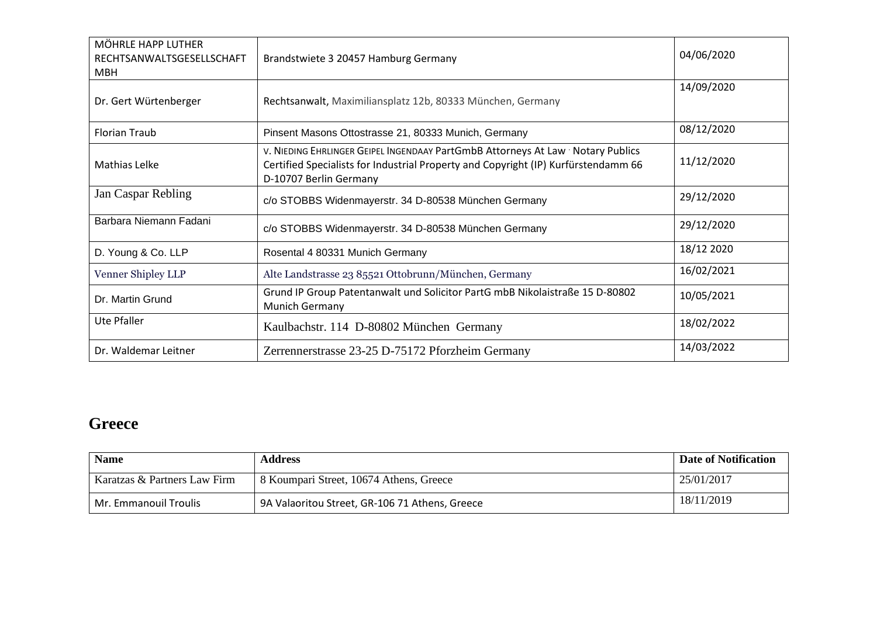| | | |
|---|---|---|
| MÖHRLE HAPP LUTHER RECHTSANWALTSGESELLSCHAFT MBH | Brandstwiete 3 20457 Hamburg Germany | 04/06/2020 |
| Dr. Gert Würtenberger | Rechtsanwalt, Maximiliansplatz 12b, 80333 München, Germany | 14/09/2020 |
| Florian Traub | Pinsent Masons Ottostrasse 21, 80333 Munich, Germany | 08/12/2020 |
| Mathias Lelke | V. NIEDING EHRLINGER GEIPEL INGENDAAY PartGmbB Attorneys At Law · Notary Publics Certified Specialists for Industrial Property and Copyright (IP) Kurfürstendamm 66 D-10707 Berlin Germany | 11/12/2020 |
| Jan Caspar Rebling | c/o STOBBS Widenmayerstr. 34 D-80538 München Germany | 29/12/2020 |
| Barbara Niemann Fadani | c/o STOBBS Widenmayerstr. 34 D-80538 München Germany | 29/12/2020 |
| D. Young & Co. LLP | Rosental 4 80331 Munich Germany | 18/12 2020 |
| Venner Shipley LLP | Alte Landstrasse 23 85521 Ottobrunn/München, Germany | 16/02/2021 |
| Dr. Martin Grund | Grund IP Group Patentanwalt und Solicitor PartG mbB Nikolaistraße 15 D-80802 Munich Germany | 10/05/2021 |
| Ute Pfaller | Kaulbachstr. 114 D-80802 München Germany | 18/02/2022 |
| Dr. Waldemar Leitner | Zerrennerstrasse 23-25 D-75172 Pforzheim Germany | 14/03/2022 |

## Greece

| Name | Address | Date of Notification |
|---|---|---|
| Karatzas & Partners Law Firm | 8 Koumpari Street, 10674 Athens, Greece | 25/01/2017 |
| Mr. Emmanouil Troulis | 9A Valaoritou Street, GR-106 71 Athens, Greece | 18/11/2019 |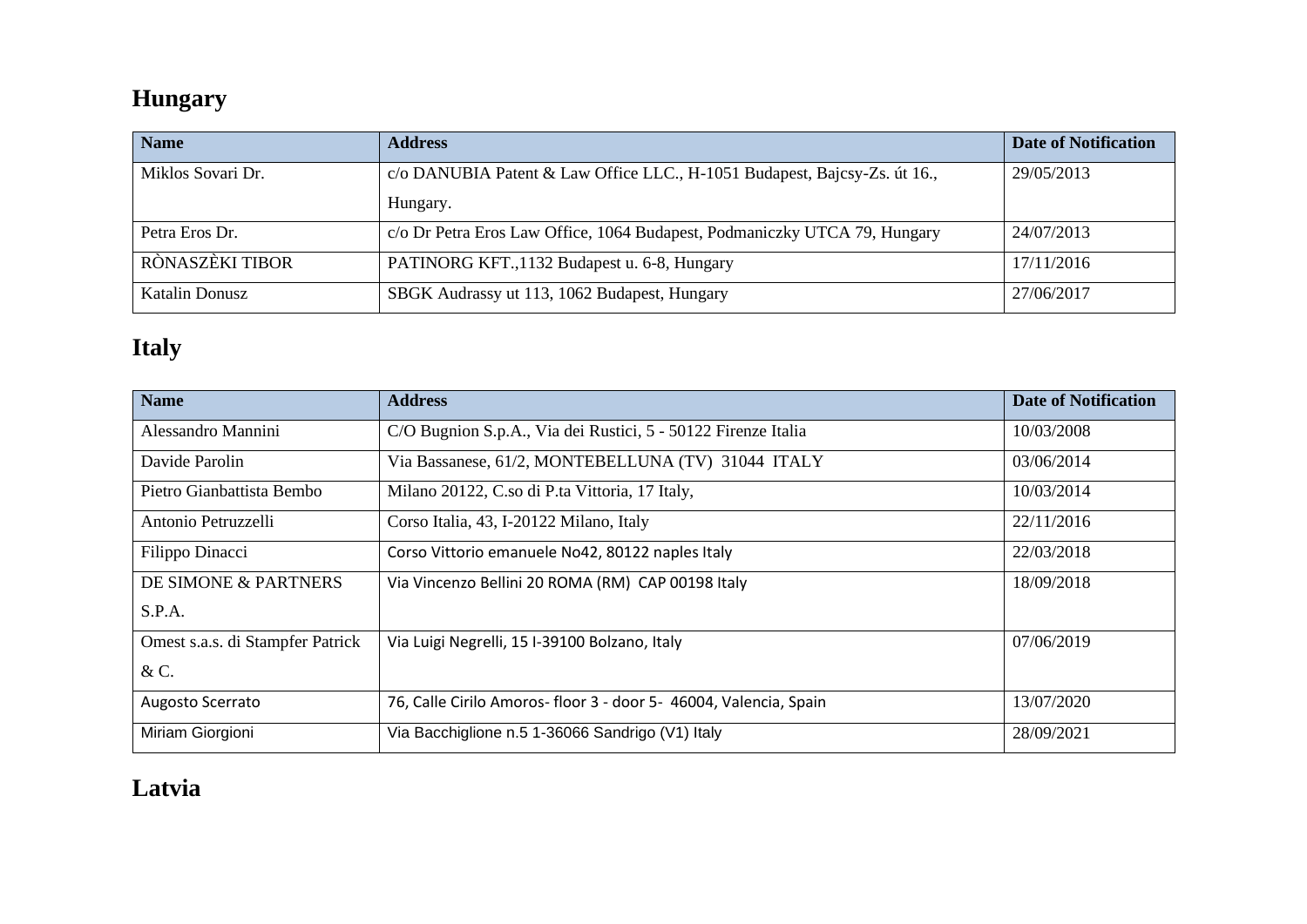## Hungary

| Name | Address | Date of Notification |
|---|---|---|
| Miklos Sovari Dr. | c/o DANUBIA Patent & Law Office LLC., H-1051 Budapest, Bajcsy-Zs. út 16., Hungary. | 29/05/2013 |
| Petra Eros Dr. | c/o Dr Petra Eros Law Office, 1064 Budapest, Podmaniczky UTCA 79, Hungary | 24/07/2013 |
| RÒNASZÈKI TIBOR | PATINORG KFT.,1132 Budapest u. 6-8, Hungary | 17/11/2016 |
| Katalin Donusz | SBGK Audrassy ut 113, 1062 Budapest, Hungary | 27/06/2017 |

## Italy

| Name | Address | Date of Notification |
|---|---|---|
| Alessandro Mannini | C/O Bugnion S.p.A., Via dei Rustici, 5 - 50122 Firenze Italia | 10/03/2008 |
| Davide Parolin | Via Bassanese, 61/2, MONTEBELLUNA (TV) 31044 ITALY | 03/06/2014 |
| Pietro Gianbattista Bembo | Milano 20122, C.so di P.ta Vittoria, 17 Italy, | 10/03/2014 |
| Antonio Petruzzelli | Corso Italia, 43, I-20122 Milano, Italy | 22/11/2016 |
| Filippo Dinacci | Corso Vittorio emanuele No42, 80122 naples Italy | 22/03/2018 |
| DE SIMONE & PARTNERS S.P.A. | Via Vincenzo Bellini 20 ROMA (RM) CAP 00198 Italy | 18/09/2018 |
| Omest s.a.s. di Stampfer Patrick & C. | Via Luigi Negrelli, 15 I-39100 Bolzano, Italy | 07/06/2019 |
| Augosto Scerrato | 76, Calle Cirilo Amoros- floor 3 - door 5- 46004, Valencia, Spain | 13/07/2020 |
| Miriam Giorgioni | Via Bacchiglione n.5 1-36066 Sandrigo (V1) Italy | 28/09/2021 |

## Latvia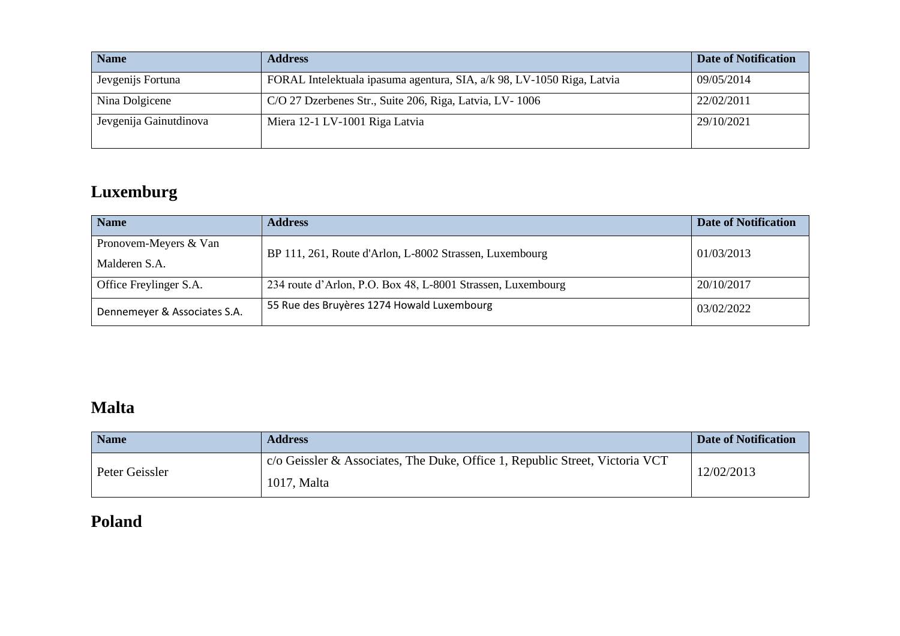| Name | Address | Date of Notification |
|---|---|---|
| Jevgenijs Fortuna | FORAL Intelektuala ipasuma agentura, SIA, a/k 98, LV-1050 Riga, Latvia | 09/05/2014 |
| Nina Dolgicene | C/O 27 Dzerbenes Str., Suite 206, Riga, Latvia, LV- 1006 | 22/02/2011 |
| Jevgenija Gainutdinova | Miera 12-1 LV-1001 Riga Latvia | 29/10/2021 |

## Luxemburg

| Name | Address | Date of Notification |
|---|---|---|
| Pronovem-Meyers & Van Malderen S.A. | BP 111, 261, Route d'Arlon, L-8002 Strassen, Luxembourg | 01/03/2013 |
| Office Freylinger S.A. | 234 route d'Arlon, P.O. Box 48, L-8001 Strassen, Luxembourg | 20/10/2017 |
| Dennemeyer & Associates S.A. | 55 Rue des Bruyères 1274 Howald Luxembourg | 03/02/2022 |

## Malta

| Name | Address | Date of Notification |
|---|---|---|
| Peter Geissler | c/o Geissler & Associates, The Duke, Office 1, Republic Street, Victoria VCT 1017, Malta | 12/02/2013 |

## Poland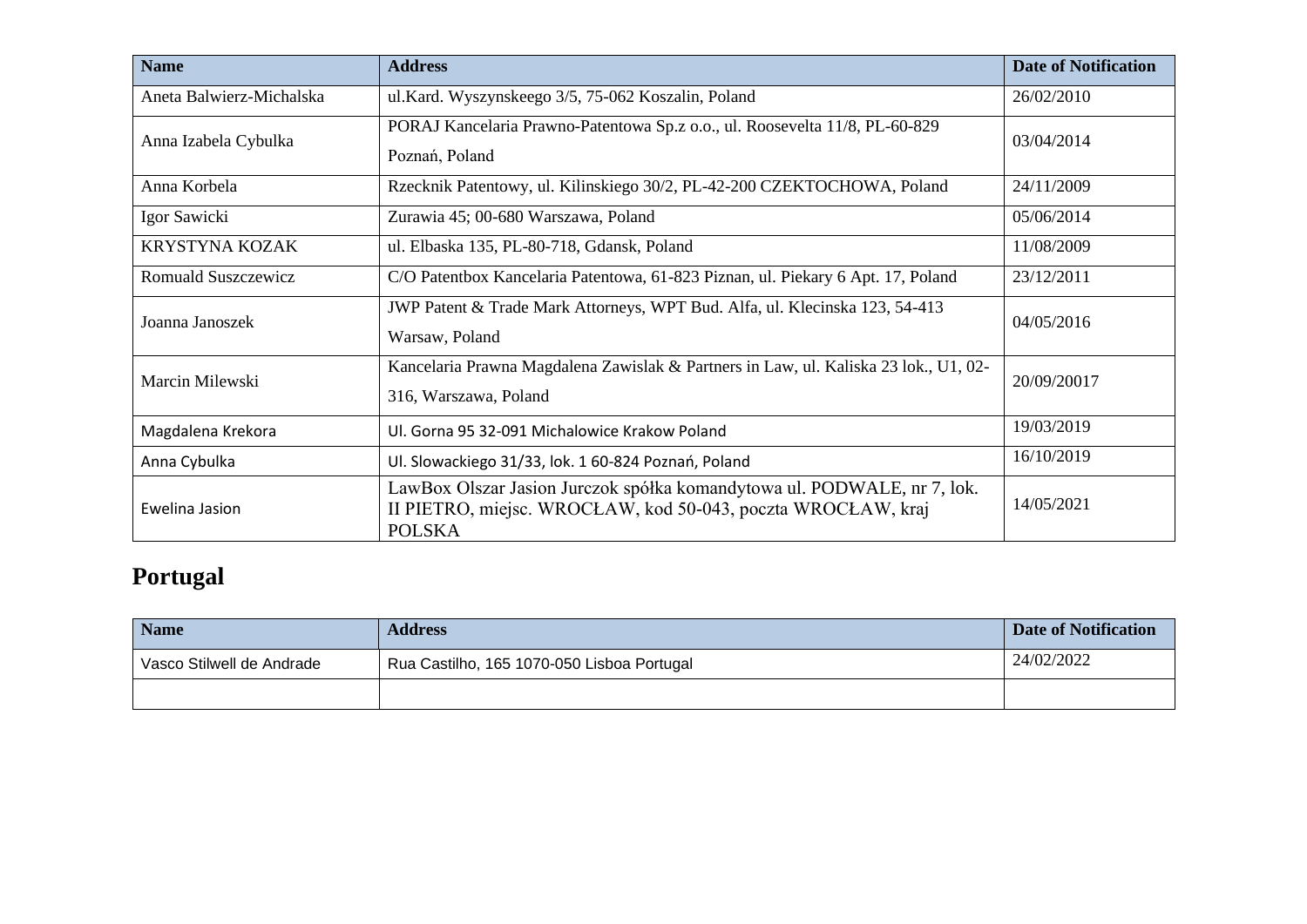| Name | Address | Date of Notification |
|---|---|---|
| Aneta Balwierz-Michalska | ul.Kard. Wyszynskeego 3/5, 75-062 Koszalin, Poland | 26/02/2010 |
| Anna Izabela Cybulka | PORAJ Kancelaria Prawno-Patentowa Sp.z o.o., ul. Roosevelta 11/8, PL-60-829 Poznań, Poland | 03/04/2014 |
| Anna Korbela | Rzecknik Patentowy, ul. Kilinskiego 30/2, PL-42-200 CZEKTOCHOWA, Poland | 24/11/2009 |
| Igor Sawicki | Zurawia 45; 00-680 Warszawa, Poland | 05/06/2014 |
| KRYSTYNA KOZAK | ul. Elbaska 135, PL-80-718, Gdansk, Poland | 11/08/2009 |
| Romuald Suszczewicz | C/O Patentbox Kancelaria Patentowa, 61-823 Piznan, ul. Piekary 6 Apt. 17, Poland | 23/12/2011 |
| Joanna Janoszek | JWP Patent & Trade Mark Attorneys, WPT Bud. Alfa, ul. Klecinska 123, 54-413 Warsaw, Poland | 04/05/2016 |
| Marcin Milewski | Kancelaria Prawna Magdalena Zawislak & Partners in Law, ul. Kaliska 23 lok., U1, 02-316, Warszawa, Poland | 20/09/20017 |
| Magdalena Krekora | Ul. Gorna 95 32-091 Michalowice Krakow Poland | 19/03/2019 |
| Anna Cybulka | Ul. Slowackiego 31/33, lok. 1 60-824 Poznań, Poland | 16/10/2019 |
| Ewelina Jasion | LawBox Olszar Jasion Jurczok spółka komandytowa ul. PODWALE, nr 7, lok. II PIETRO, miejsc. WROCŁAW, kod 50-043, poczta WROCŁAW, kraj POLSKA | 14/05/2021 |

## Portugal

| Name | Address | Date of Notification |
|---|---|---|
| Vasco Stilwell de Andrade | Rua Castilho, 165 1070-050 Lisboa Portugal | 24/02/2022 |
| | | |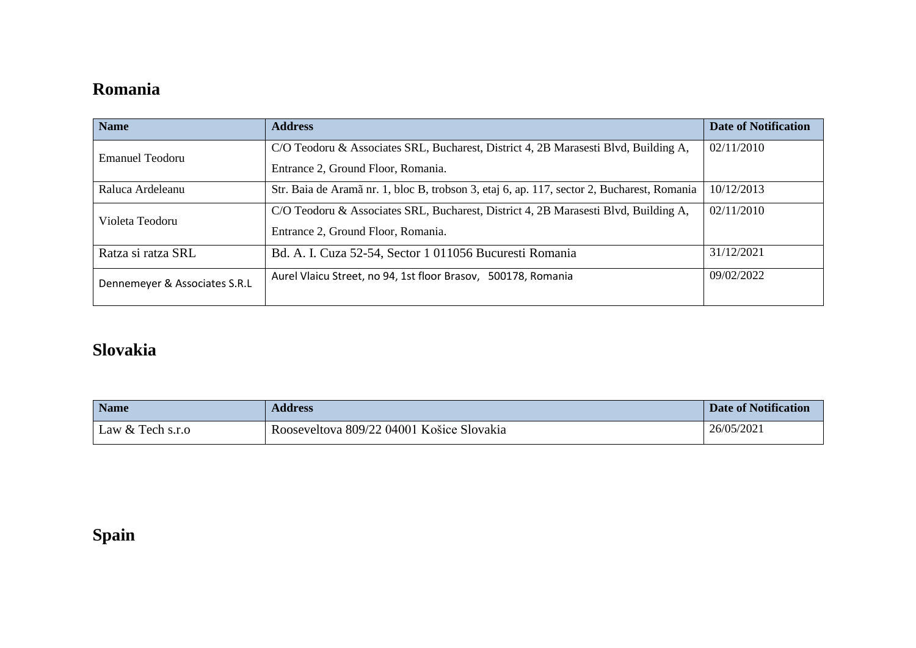## Romania

| Name | Address | Date of Notification |
|---|---|---|
| Emanuel Teodoru | C/O Teodoru & Associates SRL, Bucharest, District 4, 2B Marasesti Blvd, Building A, Entrance 2, Ground Floor, Romania. | 02/11/2010 |
| Raluca Ardeleanu | Str. Baia de Aramã nr. 1, bloc B, trobson 3, etaj 6, ap. 117, sector 2, Bucharest, Romania | 10/12/2013 |
| Violeta Teodoru | C/O Teodoru & Associates SRL, Bucharest, District 4, 2B Marasesti Blvd, Building A, Entrance 2, Ground Floor, Romania. | 02/11/2010 |
| Ratza si ratza SRL | Bd. A. I. Cuza 52-54, Sector 1 011056 Bucuresti Romania | 31/12/2021 |
| Dennemeyer & Associates S.R.L | Aurel Vlaicu Street, no 94, 1st floor Brasov, 500178, Romania | 09/02/2022 |

## Slovakia

| Name | Address | Date of Notification |
|---|---|---|
| Law & Tech s.r.o | Rooseveltova 809/22 04001 Košice Slovakia | 26/05/2021 |

## Spain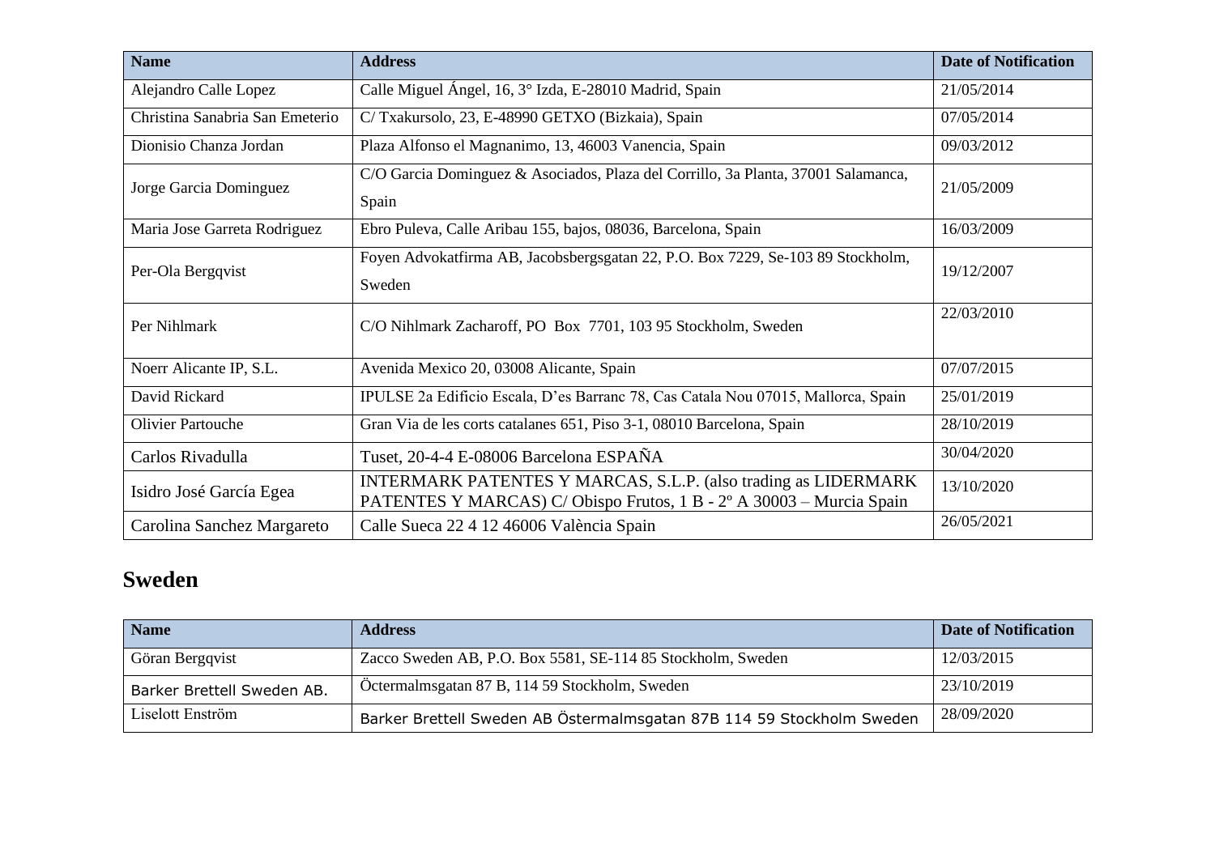| Name | Address | Date of Notification |
| --- | --- | --- |
| Alejandro Calle Lopez | Calle Miguel Ángel, 16, 3° Izda, E-28010 Madrid, Spain | 21/05/2014 |
| Christina Sanabria San Emeterio | C/ Txakursolo, 23, E-48990 GETXO (Bizkaia), Spain | 07/05/2014 |
| Dionisio Chanza Jordan | Plaza Alfonso el Magnanimo, 13, 46003 Vanencia, Spain | 09/03/2012 |
| Jorge Garcia Dominguez | C/O Garcia Dominguez & Asociados, Plaza del Corrillo, 3a Planta, 37001 Salamanca, Spain | 21/05/2009 |
| Maria Jose Garreta Rodriguez | Ebro Puleva, Calle Aribau 155, bajos, 08036, Barcelona, Spain | 16/03/2009 |
| Per-Ola Bergqvist | Foyen Advokatfirma AB, Jacobsbergsgatan 22, P.O. Box 7229, Se-103 89 Stockholm, Sweden | 19/12/2007 |
| Per Nihlmark | C/O Nihlmark Zacharoff, PO Box 7701, 103 95 Stockholm, Sweden | 22/03/2010 |
| Noerr Alicante IP, S.L. | Avenida Mexico 20, 03008 Alicante, Spain | 07/07/2015 |
| David Rickard | IPULSE 2a Edificio Escala, D'es Barranc 78, Cas Catala Nou 07015, Mallorca, Spain | 25/01/2019 |
| Olivier Partouche | Gran Via de les corts catalanes 651, Piso 3-1, 08010 Barcelona, Spain | 28/10/2019 |
| Carlos Rivadulla | Tuset, 20-4-4 E-08006 Barcelona ESPAÑA | 30/04/2020 |
| Isidro José García Egea | INTERMARK PATENTES Y MARCAS, S.L.P. (also trading as LIDERMARK PATENTES Y MARCAS) C/ Obispo Frutos, 1 B - 2º A 30003 – Murcia Spain | 13/10/2020 |
| Carolina Sanchez Margareto | Calle Sueca 22 4 12 46006 València Spain | 26/05/2021 |

## Sweden

| Name | Address | Date of Notification |
| --- | --- | --- |
| Göran Bergqvist | Zacco Sweden AB, P.O. Box 5581, SE-114 85 Stockholm, Sweden | 12/03/2015 |
| Barker Brettell Sweden AB. | Öctermalmsgatan 87 B, 114 59 Stockholm, Sweden | 23/10/2019 |
| Liselott Enström | Barker Brettell Sweden AB Östermalmsgatan 87B 114 59 Stockholm Sweden | 28/09/2020 |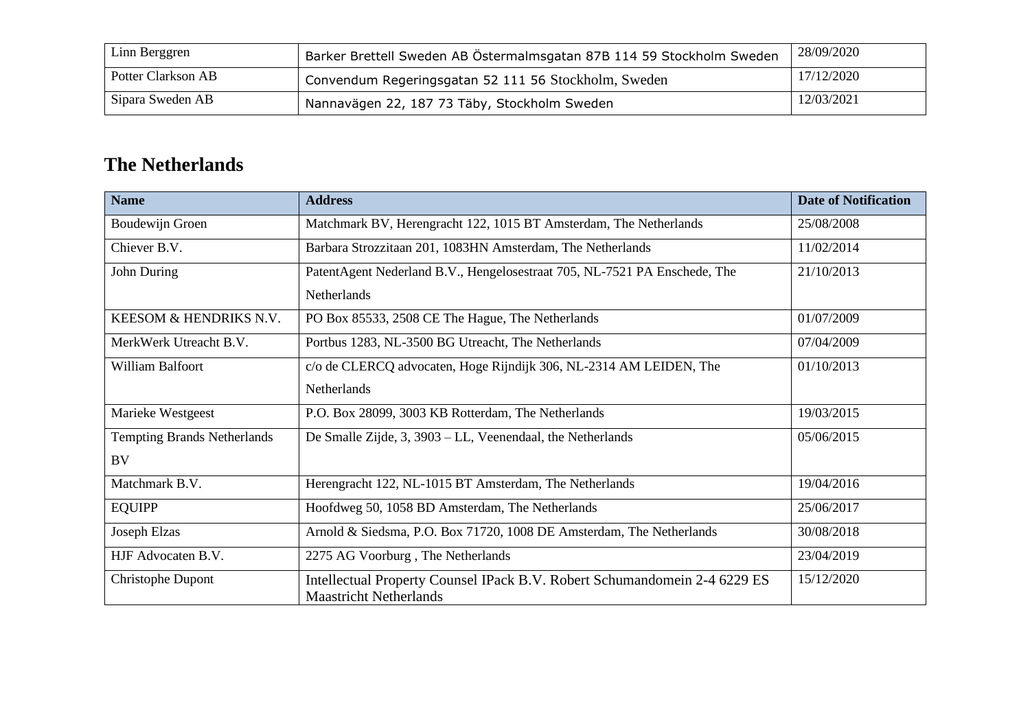| | | |
|---|---|---|
| Linn Berggren | Barker Brettell Sweden AB Östermalmsgatan 87B 114 59 Stockholm Sweden | 28/09/2020 |
| Potter Clarkson AB | Convendum Regeringsgatan 52 111 56 Stockholm, Sweden | 17/12/2020 |
| Sipara Sweden AB | Nannavägen 22, 187 73 Täby, Stockholm Sweden | 12/03/2021 |

## The Netherlands

| Name | Address | Date of Notification |
|---|---|---|
| Boudewijn Groen | Matchmark BV, Herengracht 122, 1015 BT Amsterdam, The Netherlands | 25/08/2008 |
| Chiever B.V. | Barbara Strozzitaan 201, 1083HN Amsterdam, The Netherlands | 11/02/2014 |
| John During | PatentAgent Nederland B.V., Hengelosestraat 705, NL-7521 PA Enschede, The Netherlands | 21/10/2013 |
| KEESOM & HENDRIKS N.V. | PO Box 85533, 2508 CE The Hague, The Netherlands | 01/07/2009 |
| MerkWerk Utreacht B.V. | Portbus 1283, NL-3500 BG Utreacht, The Netherlands | 07/04/2009 |
| William Balfoort | c/o de CLERCQ advocaten, Hoge Rijndijk 306, NL-2314 AM LEIDEN, The Netherlands | 01/10/2013 |
| Marieke Westgeest | P.O. Box 28099, 3003 KB Rotterdam, The Netherlands | 19/03/2015 |
| Tempting Brands Netherlands BV | De Smalle Zijde, 3, 3903 – LL, Veenendaal, the Netherlands | 05/06/2015 |
| Matchmark B.V. | Herengracht 122, NL-1015 BT Amsterdam, The Netherlands | 19/04/2016 |
| EQUIPP | Hoofdweg 50, 1058 BD Amsterdam, The Netherlands | 25/06/2017 |
| Joseph Elzas | Arnold & Siedsma, P.O. Box 71720, 1008 DE Amsterdam, The Netherlands | 30/08/2018 |
| HJF Advocaten B.V. | 2275 AG Voorburg , The Netherlands | 23/04/2019 |
| Christophe Dupont | Intellectual Property Counsel IPack B.V. Robert Schumandomein 2-4 6229 ES Maastricht Netherlands | 15/12/2020 |